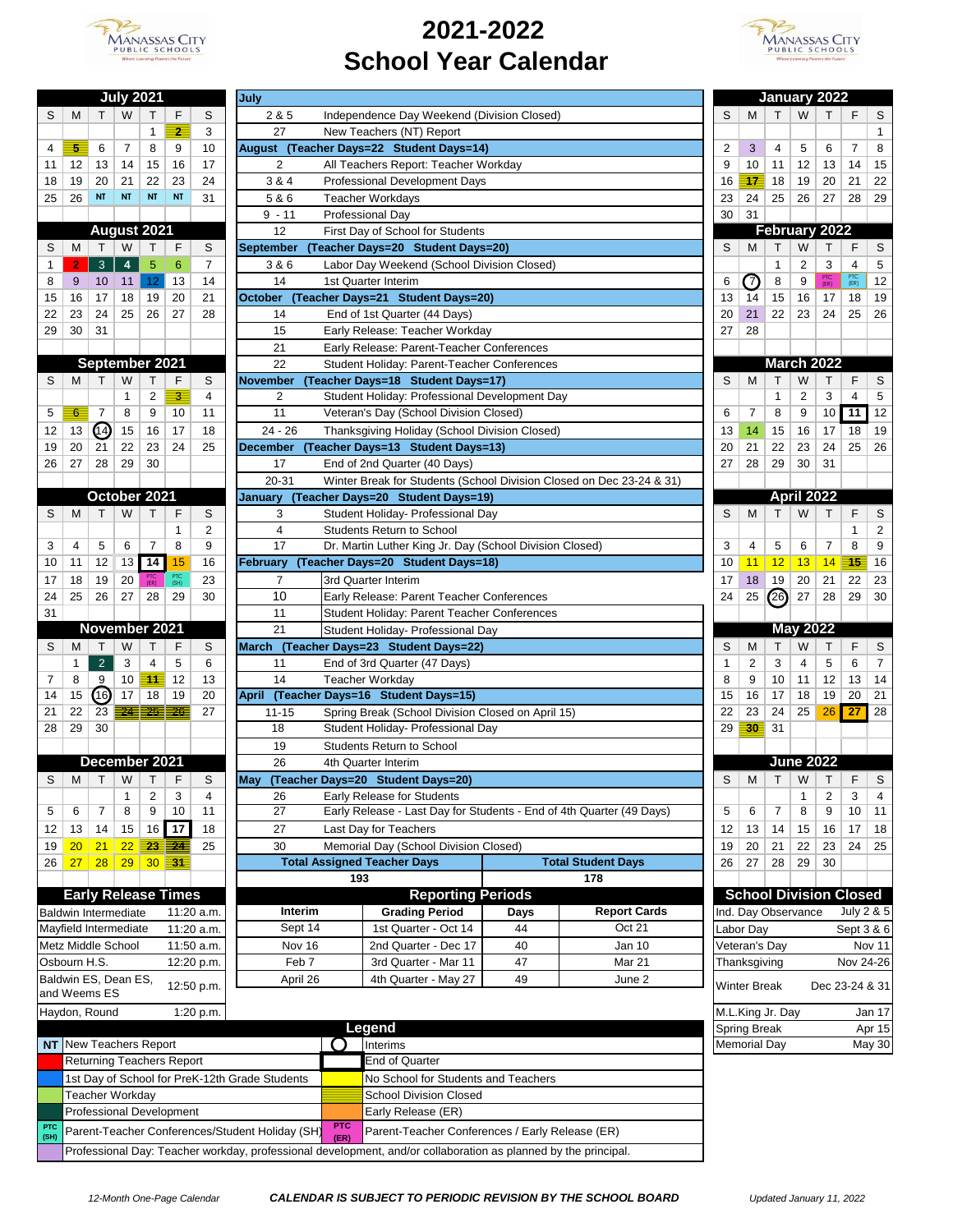# 2021-2022 School Year Calendar

## July 2021

| S | M | T | W | T | F | S |
|---|---|---|---|---|---|---|
| | | | | 1 | 2 | 3 |
| 4 | 5 | 6 | 7 | 8 | 9 | 10 |
| 11 | 12 | 13 | 14 | 15 | 16 | 17 |
| 18 | 19 | 20 | 21 | 22 | 23 | 24 |
| 25 | 26 | NT | NT | NT | NT | 31 |

## August 2021

| S | M | T | W | T | F | S |
|---|---|---|---|---|---|---|
| 1 | 2 | 3 | 4 | 5 | 6 | 7 |
| 8 | 9 | 10 | 11 | 12 | 13 | 14 |
| 15 | 16 | 17 | 18 | 19 | 20 | 21 |
| 22 | 23 | 24 | 25 | 26 | 27 | 28 |
| 29 | 30 | 31 | | | | |

## September 2021

| S | M | T | W | T | F | S |
|---|---|---|---|---|---|---|
| | | | 1 | 2 | 3 | 4 |
| 5 | 6 | 7 | 8 | 9 | 10 | 11 |
| 12 | 13 | 14 | 15 | 16 | 17 | 18 |
| 19 | 20 | 21 | 22 | 23 | 24 | 25 |
| 26 | 27 | 28 | 29 | 30 | | |

## October 2021

| S | M | T | W | T | F | S |
|---|---|---|---|---|---|---|
| | | | | | 1 | 2 |
| 3 | 4 | 5 | 6 | 7 | 8 | 9 |
| 10 | 11 | 12 | 13 | 14 | 15 | 16 |
| 17 | 18 | 19 | 20 | PTC (ER) | PTC (SH) | 23 |
| 24 | 25 | 26 | 27 | 28 | 29 | 30 |
| 31 | | | | | | |

## November 2021

| S | M | T | W | T | F | S |
|---|---|---|---|---|---|---|
| | 1 | 2 | 3 | 4 | 5 | 6 |
| 7 | 8 | 9 | 10 | 11 | 12 | 13 |
| 14 | 15 | 16 | 17 | 18 | 19 | 20 |
| 21 | 22 | 23 | 24 | 25 | 26 | 27 |
| 28 | 29 | 30 | | | | |

## December 2021

| S | M | T | W | T | F | S |
|---|---|---|---|---|---|---|
| | | | 1 | 2 | 3 | 4 |
| 5 | 6 | 7 | 8 | 9 | 10 | 11 |
| 12 | 13 | 14 | 15 | 16 | 17 | 18 |
| 19 | 20 | 21 | 22 | 23 | 24 | 25 |
| 26 | 27 | 28 | 29 | 30 | 31 | |

## Important Dates

| Date | Event |
|---|---|
| **July** | |
| 2 & 5 | Independence Day Weekend (Division Closed) |
| 27 | New Teachers (NT) Report |
| **August (Teacher Days=22 Student Days=14)** | |
| 2 | All Teachers Report: Teacher Workday |
| 3 & 4 | Professional Development Days |
| 5 & 6 | Teacher Workdays |
| 9 - 11 | Professional Day |
| 12 | First Day of School for Students |
| **September (Teacher Days=20 Student Days=20)** | |
| 3 & 6 | Labor Day Weekend (School Division Closed) |
| 14 | 1st Quarter Interim |
| **October (Teacher Days=21 Student Days=20)** | |
| 14 | End of 1st Quarter (44 Days) |
| 15 | Early Release: Teacher Workday |
| 21 | Early Release: Parent-Teacher Conferences |
| 22 | Student Holiday: Parent-Teacher Conferences |
| **November (Teacher Days=18 Student Days=17)** | |
| 2 | Student Holiday: Professional Development Day |
| 11 | Veteran's Day (School Division Closed) |
| 24 - 26 | Thanksgiving Holiday (School Division Closed) |
| **December (Teacher Days=13 Student Days=13)** | |
| 17 | End of 2nd Quarter (40 Days) |
| 20-31 | Winter Break for Students (School Division Closed on Dec 23-24 & 31) |
| **January (Teacher Days=20 Student Days=19)** | |
| 3 | Student Holiday- Professional Day |
| 4 | Students Return to School |
| 17 | Dr. Martin Luther King Jr. Day (School Division Closed) |
| **February (Teacher Days=20 Student Days=18)** | |
| 7 | 3rd Quarter Interim |
| 10 | Early Release: Parent Teacher Conferences |
| 11 | Student Holiday: Parent Teacher Conferences |
| 21 | Student Holiday- Professional Day |
| **March (Teacher Days=23 Student Days=22)** | |
| 11 | End of 3rd Quarter (47 Days) |
| 14 | Teacher Workday |
| **April (Teacher Days=16 Student Days=15)** | |
| 11-15 | Spring Break (School Division Closed on April 15) |
| 18 | Student Holiday- Professional Day |
| 19 | Students Return to School |
| 26 | 4th Quarter Interim |
| **May (Teacher Days=20 Student Days=20)** | |
| 26 | Early Release for Students |
| 27 | Early Release - Last Day for Students - End of 4th Quarter (49 Days) |
| 27 | Last Day for Teachers |
| 30 | Memorial Day (School Division Closed) |

| Total Assigned Teacher Days | Total Student Days |
|---|---|
| 193 | 178 |

## January 2022

| S | M | T | W | T | F | S |
|---|---|---|---|---|---|---|
| | | | | | | 1 |
| 2 | 3 | 4 | 5 | 6 | 7 | 8 |
| 9 | 10 | 11 | 12 | 13 | 14 | 15 |
| 16 | 17 | 18 | 19 | 20 | 21 | 22 |
| 23 | 24 | 25 | 26 | 27 | 28 | 29 |
| 30 | 31 | | | | | |

## February 2022

| S | M | T | W | T | F | S |
|---|---|---|---|---|---|---|
| | | 1 | 2 | 3 | 4 | 5 |
| 6 | 7 | 8 | 9 | PTC (ER) | PTC (ER) | 12 |
| 13 | 14 | 15 | 16 | 17 | 18 | 19 |
| 20 | 21 | 22 | 23 | 24 | 25 | 26 |
| 27 | 28 | | | | | |

## March 2022

| S | M | T | W | T | F | S |
|---|---|---|---|---|---|---|
| | | 1 | 2 | 3 | 4 | 5 |
| 6 | 7 | 8 | 9 | 10 | 11 | 12 |
| 13 | 14 | 15 | 16 | 17 | 18 | 19 |
| 20 | 21 | 22 | 23 | 24 | 25 | 26 |
| 27 | 28 | 29 | 30 | 31 | | |

## April 2022

| S | M | T | W | T | F | S |
|---|---|---|---|---|---|---|
| | | | | | 1 | 2 |
| 3 | 4 | 5 | 6 | 7 | 8 | 9 |
| 10 | 11 | 12 | 13 | 14 | 15 | 16 |
| 17 | 18 | 19 | 20 | 21 | 22 | 23 |
| 24 | 25 | 26 | 27 | 28 | 29 | 30 |

## May 2022

| S | M | T | W | T | F | S |
|---|---|---|---|---|---|---|
| 1 | 2 | 3 | 4 | 5 | 6 | 7 |
| 8 | 9 | 10 | 11 | 12 | 13 | 14 |
| 15 | 16 | 17 | 18 | 19 | 20 | 21 |
| 22 | 23 | 24 | 25 | 26 | 27 | 28 |
| 29 | 30 | 31 | | | | |

## June 2022

| S | M | T | W | T | F | S |
|---|---|---|---|---|---|---|
| | | | 1 | 2 | 3 | 4 |
| 5 | 6 | 7 | 8 | 9 | 10 | 11 |
| 12 | 13 | 14 | 15 | 16 | 17 | 18 |
| 19 | 20 | 21 | 22 | 23 | 24 | 25 |
| 26 | 27 | 28 | 29 | 30 | | |

## Early Release Times

| School | Time |
|---|---|
| Baldwin Intermediate | 11:20 a.m. |
| Mayfield Intermediate | 11:20 a.m. |
| Metz Middle School | 11:50 a.m. |
| Osbourn H.S. | 12:20 p.m. |
| Baldwin ES, Dean ES, and Weems ES | 12:50 p.m. |
| Haydon, Round | 1:20 p.m. |

## Reporting Periods

| Interim | Grading Period | Days | Report Cards |
|---|---|---|---|
| Sept 14 | 1st Quarter - Oct 14 | 44 | Oct 21 |
| Nov 16 | 2nd Quarter - Dec 17 | 40 | Jan 10 |
| Feb 7 | 3rd Quarter - Mar 11 | 47 | Mar 21 |
| April 26 | 4th Quarter - May 27 | 49 | June 2 |

## School Division Closed

| Holiday | Date |
|---|---|
| Ind. Day Observance | July 2 & 5 |
| Labor Day | Sept 3 & 6 |
| Veteran's Day | Nov 11 |
| Thanksgiving | Nov 24-26 |
| Winter Break | Dec 23-24 & 31 |
| M.L.King Jr. Day | Jan 17 |
| Spring Break | Apr 15 |
| Memorial Day | May 30 |

## Legend

| Symbol | Meaning |
|---|---|
| NT | New Teachers Report |
| (red) | Returning Teachers Report |
| (blue) | 1st Day of School for PreK-12th Grade Students |
| (green) | Teacher Workday |
| (light green) | Professional Development |
| PTC (SH) | Parent-Teacher Conferences/Student Holiday (SH) |
| (circle) | Interims |
| (box) | End of Quarter |
| (blank) | No School for Students and Teachers |
| (striped) | School Division Closed |
| (yellow) | Early Release (ER) |
| PTC (ER) | Parent-Teacher Conferences / Early Release (ER) |

Professional Day: Teacher workday, professional development, and/or collaboration as planned by the principal.

*12-Month One-Page Calendar*

***CALENDAR IS SUBJECT TO PERIODIC REVISION BY THE SCHOOL BOARD***

*Updated January 11, 2022*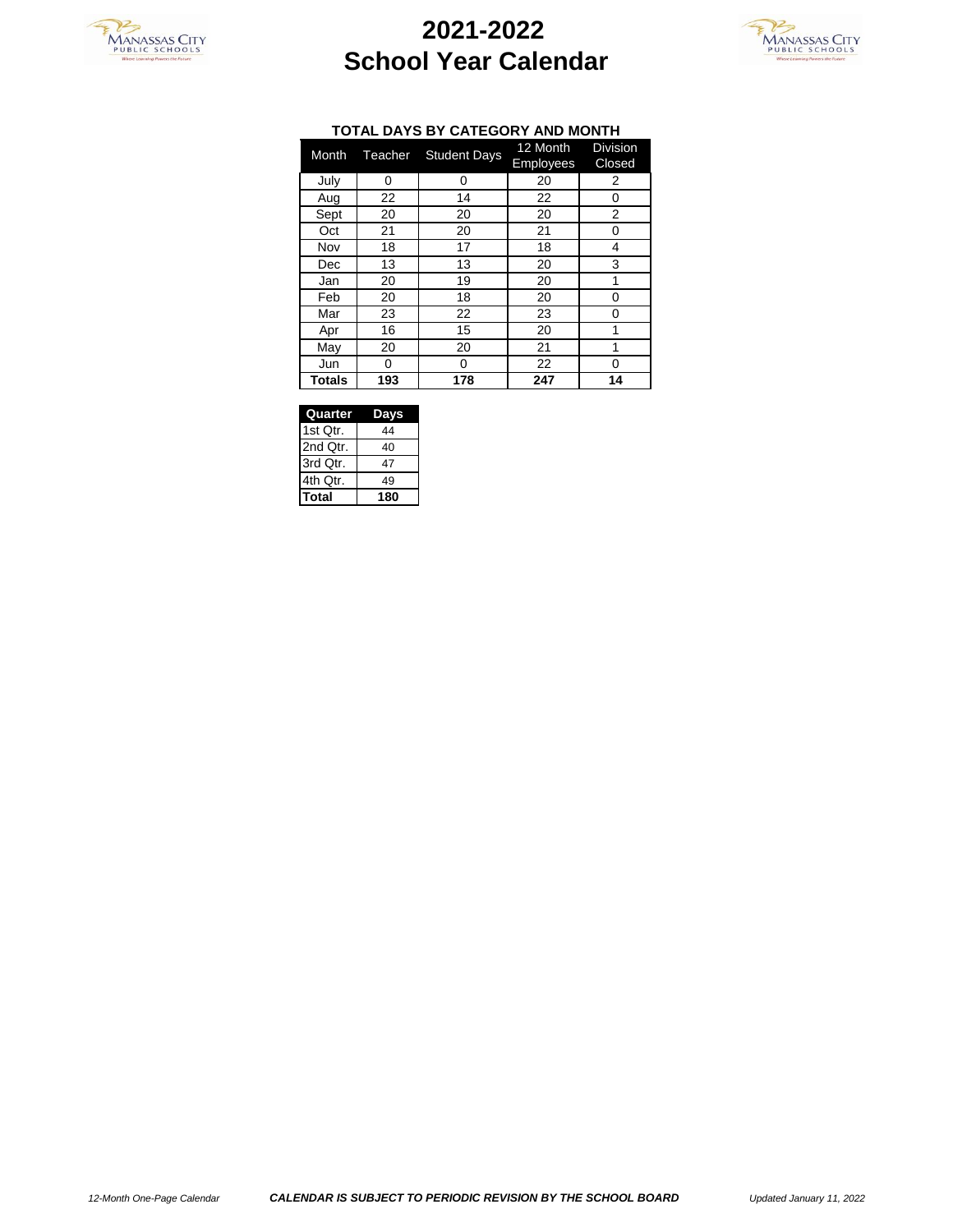# 2021-2022
# School Year Calendar

**TOTAL DAYS BY CATEGORY AND MONTH**

| Month | Teacher | Student Days | 12 Month Employees | Division Closed |
|---|---|---|---|---|
| July | 0 | 0 | 20 | 2 |
| Aug | 22 | 14 | 22 | 0 |
| Sept | 20 | 20 | 20 | 2 |
| Oct | 21 | 20 | 21 | 0 |
| Nov | 18 | 17 | 18 | 4 |
| Dec | 13 | 13 | 20 | 3 |
| Jan | 20 | 19 | 20 | 1 |
| Feb | 20 | 18 | 20 | 0 |
| Mar | 23 | 22 | 23 | 0 |
| Apr | 16 | 15 | 20 | 1 |
| May | 20 | 20 | 21 | 1 |
| Jun | 0 | 0 | 22 | 0 |
| **Totals** | **193** | **178** | **247** | **14** |

| Quarter | Days |
|---|---|
| 1st Qtr. | 44 |
| 2nd Qtr. | 40 |
| 3rd Qtr. | 47 |
| 4th Qtr. | 49 |
| **Total** | **180** |

*12-Month One-Page Calendar* ***CALENDAR IS SUBJECT TO PERIODIC REVISION BY THE SCHOOL BOARD*** *Updated January 11, 2022*